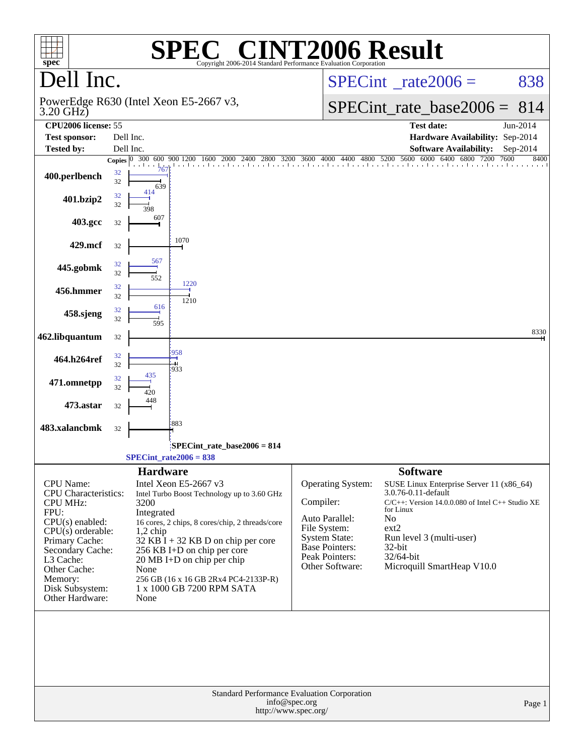# SPEC® CINT2006 Result

Copyright 2006-2014 Standard Performance Evaluation Corporation

## Dell Inc.

PowerEdge R630 (Intel Xeon E5-2667 v3, 3.20 GHz)

SPECint_rate2006 = 838

SPECint_rate_base2006 = 814

| | | | |
|---|---|---|---|
| **CPU2006 license:** | 55 | **Test date:** | Jun-2014 |
| **Test sponsor:** | Dell Inc. | **Hardware Availability:** | Sep-2014 |
| **Tested by:** | Dell Inc. | **Software Availability:** | Sep-2014 |

| Benchmark | Copies (peak) | Peak | Copies (base) | Base |
|---|---|---|---|---|
| 400.perlbench | 32 | 767 | 32 | 639 |
| 401.bzip2 | 32 | 414 | 32 | 398 |
| 403.gcc | | | 32 | 607 |
| 429.mcf | | | 32 | 1070 |
| 445.gobmk | 32 | 567 | 32 | 552 |
| 456.hmmer | 32 | 1220 | 32 | 1210 |
| 458.sjeng | 32 | 616 | 32 | 595 |
| 462.libquantum | | | 32 | 8330 |
| 464.h264ref | 32 | 958 | 32 | 933 |
| 471.omnetpp | 32 | 435 | 32 | 420 |
| 473.astar | | | 32 | 448 |
| 483.xalancbmk | | | 32 | 883 |

SPECint_rate_base2006 = 814

SPECint_rate2006 = 838

### Hardware

| | |
|---|---|
| CPU Name: | Intel Xeon E5-2667 v3 |
| CPU Characteristics: | Intel Turbo Boost Technology up to 3.60 GHz |
| CPU MHz: | 3200 |
| FPU: | Integrated |
| CPU(s) enabled: | 16 cores, 2 chips, 8 cores/chip, 2 threads/core |
| CPU(s) orderable: | 1,2 chip |
| Primary Cache: | 32 KB I + 32 KB D on chip per core |
| Secondary Cache: | 256 KB I+D on chip per core |
| L3 Cache: | 20 MB I+D on chip per chip |
| Other Cache: | None |
| Memory: | 256 GB (16 x 16 GB 2Rx4 PC4-2133P-R) |
| Disk Subsystem: | 1 x 1000 GB 7200 RPM SATA |
| Other Hardware: | None |

### Software

| | |
|---|---|
| Operating System: | SUSE Linux Enterprise Server 11 (x86_64) 3.0.76-0.11-default |
| Compiler: | C/C++: Version 14.0.0.080 of Intel C++ Studio XE for Linux |
| Auto Parallel: | No |
| File System: | ext2 |
| System State: | Run level 3 (multi-user) |
| Base Pointers: | 32-bit |
| Peak Pointers: | 32/64-bit |
| Other Software: | Microquill SmartHeap V10.0 |

Standard Performance Evaluation Corporation
info@spec.org
http://www.spec.org/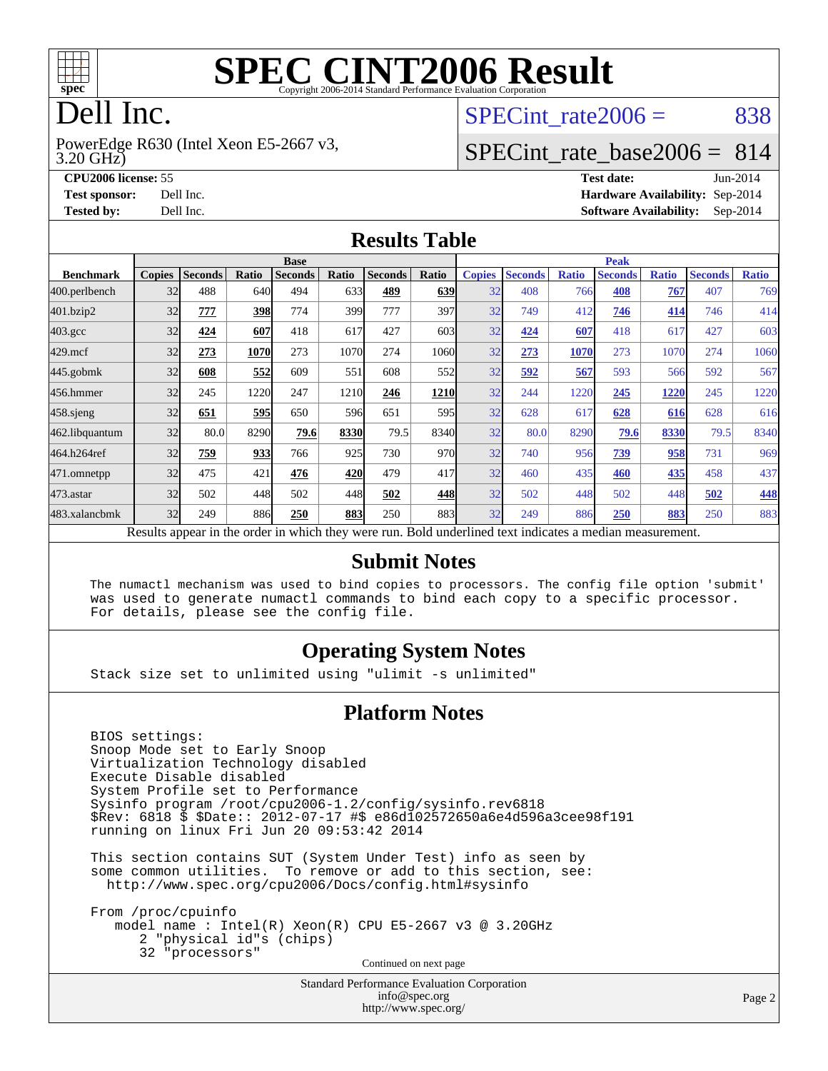# SPEC CINT2006 Result

Copyright 2006-2014 Standard Performance Evaluation Corporation

# Dell Inc.

PowerEdge R630 (Intel Xeon E5-2667 v3, 3.20 GHz)

SPECint_rate2006 = 838

SPECint_rate_base2006 = 814

**CPU2006 license:** 55
**Test sponsor:** Dell Inc.
**Tested by:** Dell Inc.

**Test date:** Jun-2014
**Hardware Availability:** Sep-2014
**Software Availability:** Sep-2014

## Results Table

| Benchmark | Base | | | | | | | Peak | | | | | | |
|---|---|---|---|---|---|---|---|---|---|---|---|---|---|---|
| | Copies | Seconds | Ratio | Seconds | Ratio | Seconds | Ratio | Copies | Seconds | Ratio | Seconds | Ratio | Seconds | Ratio |
| 400.perlbench | 32 | 488 | 640 | 494 | 633 | **489** | **639** | 32 | 408 | 766 | **408** | **767** | 407 | 769 |
| 401.bzip2 | 32 | **777** | **398** | 774 | 399 | 777 | 397 | 32 | 749 | 412 | **746** | **414** | 746 | 414 |
| 403.gcc | 32 | **424** | **607** | 418 | 617 | 427 | 603 | 32 | **424** | **607** | 418 | 617 | 427 | 603 |
| 429.mcf | 32 | **273** | **1070** | 273 | 1070 | 274 | 1060 | 32 | **273** | **1070** | 273 | 1070 | 274 | 1060 |
| 445.gobmk | 32 | **608** | **552** | 609 | 551 | 608 | 552 | 32 | **592** | **567** | 593 | 566 | 592 | 567 |
| 456.hmmer | 32 | 245 | 1220 | 247 | 1210 | **246** | **1210** | 32 | 244 | 1220 | **245** | **1220** | 245 | 1220 |
| 458.sjeng | 32 | **651** | **595** | 650 | 596 | 651 | 595 | 32 | 628 | 617 | **628** | **616** | 628 | 616 |
| 462.libquantum | 32 | 80.0 | 8290 | **79.6** | **8330** | 79.5 | 8340 | 32 | 80.0 | 8290 | **79.6** | **8330** | 79.5 | 8340 |
| 464.h264ref | 32 | **759** | **933** | 766 | 925 | 730 | 970 | 32 | 740 | 956 | **739** | **958** | 731 | 969 |
| 471.omnetpp | 32 | 475 | 421 | **476** | **420** | 479 | 417 | 32 | 460 | 435 | **460** | **435** | 458 | 437 |
| 473.astar | 32 | 502 | 448 | 502 | 448 | **502** | **448** | 32 | 502 | 448 | 502 | 448 | **502** | **448** |
| 483.xalancbmk | 32 | 249 | 886 | **250** | **883** | 250 | 883 | 32 | 249 | 886 | **250** | **883** | 250 | 883 |

Results appear in the order in which they were run. Bold underlined text indicates a median measurement.

## Submit Notes

```
The numactl mechanism was used to bind copies to processors. The config file option 'submit'
was used to generate numactl commands to bind each copy to a specific processor.
For details, please see the config file.
```

## Operating System Notes

```
Stack size set to unlimited using "ulimit -s unlimited"
```

## Platform Notes

```
BIOS settings:
Snoop Mode set to Early Snoop
Virtualization Technology disabled
Execute Disable disabled
System Profile set to Performance
Sysinfo program /root/cpu2006-1.2/config/sysinfo.rev6818
$Rev: 6818 $ $Date:: 2012-07-17 #$ e86d102572650a6e4d596a3cee98f191
running on linux Fri Jun 20 09:53:42 2014

This section contains SUT (System Under Test) info as seen by
some common utilities.  To remove or add to this section, see:
  http://www.spec.org/cpu2006/Docs/config.html#sysinfo

From /proc/cpuinfo
   model name : Intel(R) Xeon(R) CPU E5-2667 v3 @ 3.20GHz
      2 "physical id"s (chips)
      32 "processors"
```

Continued on next page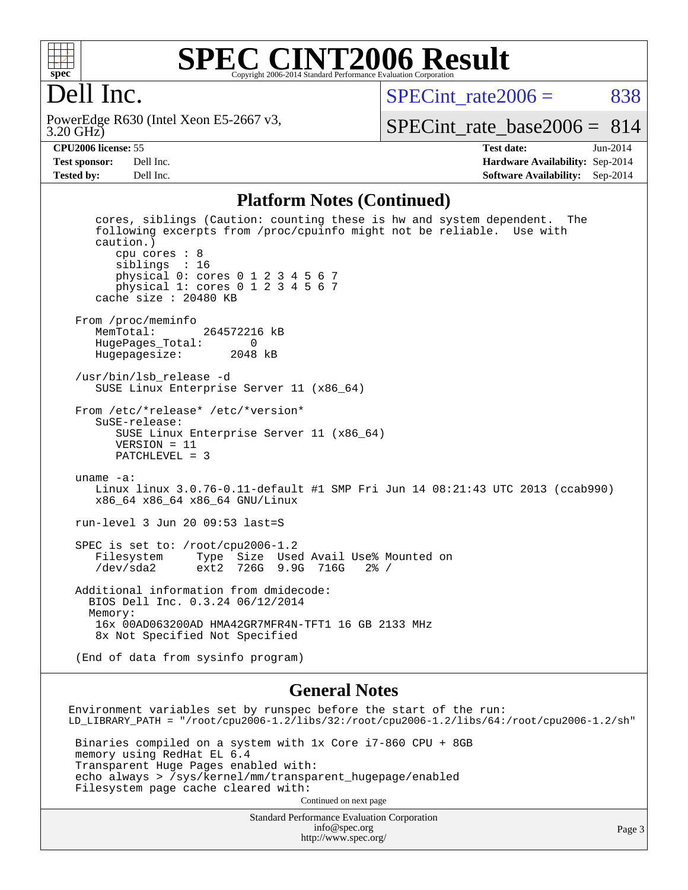# SPEC CINT2006 Result

Copyright 2006-2014 Standard Performance Evaluation Corporation

## Dell Inc.

PowerEdge R630 (Intel Xeon E5-2667 v3, 3.20 GHz)

SPECint_rate2006 = 838

SPECint_rate_base2006 = 814

| | | | |
|---|---|---|---|
| **CPU2006 license:** | 55 | **Test date:** | Jun-2014 |
| **Test sponsor:** | Dell Inc. | **Hardware Availability:** | Sep-2014 |
| **Tested by:** | Dell Inc. | **Software Availability:** | Sep-2014 |

### Platform Notes (Continued)

```
      cores, siblings (Caution: counting these is hw and system dependent.  The
      following excerpts from /proc/cpuinfo might not be reliable.  Use with
      caution.)
         cpu cores : 8
         siblings  : 16
         physical 0: cores 0 1 2 3 4 5 6 7
         physical 1: cores 0 1 2 3 4 5 6 7
      cache size : 20480 KB

   From /proc/meminfo
      MemTotal:       264572216 kB
      HugePages_Total:       0
      Hugepagesize:       2048 kB

   /usr/bin/lsb_release -d
      SUSE Linux Enterprise Server 11 (x86_64)

   From /etc/*release* /etc/*version*
      SuSE-release:
         SUSE Linux Enterprise Server 11 (x86_64)
         VERSION = 11
         PATCHLEVEL = 3

   uname -a:
      Linux linux 3.0.76-0.11-default #1 SMP Fri Jun 14 08:21:43 UTC 2013 (ccab990)
      x86_64 x86_64 x86_64 GNU/Linux

   run-level 3 Jun 20 09:53 last=S

   SPEC is set to: /root/cpu2006-1.2
      Filesystem     Type  Size  Used Avail Use% Mounted on
      /dev/sda2      ext2  726G  9.9G  716G   2% /

   Additional information from dmidecode:
     BIOS Dell Inc. 0.3.24 06/12/2014
     Memory:
      16x 00AD063200AD HMA42GR7MFR4N-TFT1 16 GB 2133 MHz
      8x Not Specified Not Specified

   (End of data from sysinfo program)
```

### General Notes

```
 Environment variables set by runspec before the start of the run:
 LD_LIBRARY_PATH = "/root/cpu2006-1.2/libs/32:/root/cpu2006-1.2/libs/64:/root/cpu2006-1.2/sh"

  Binaries compiled on a system with 1x Core i7-860 CPU + 8GB
  memory using RedHat EL 6.4
  Transparent Huge Pages enabled with:
  echo always > /sys/kernel/mm/transparent_hugepage/enabled
  Filesystem page cache cleared with:
```

Continued on next page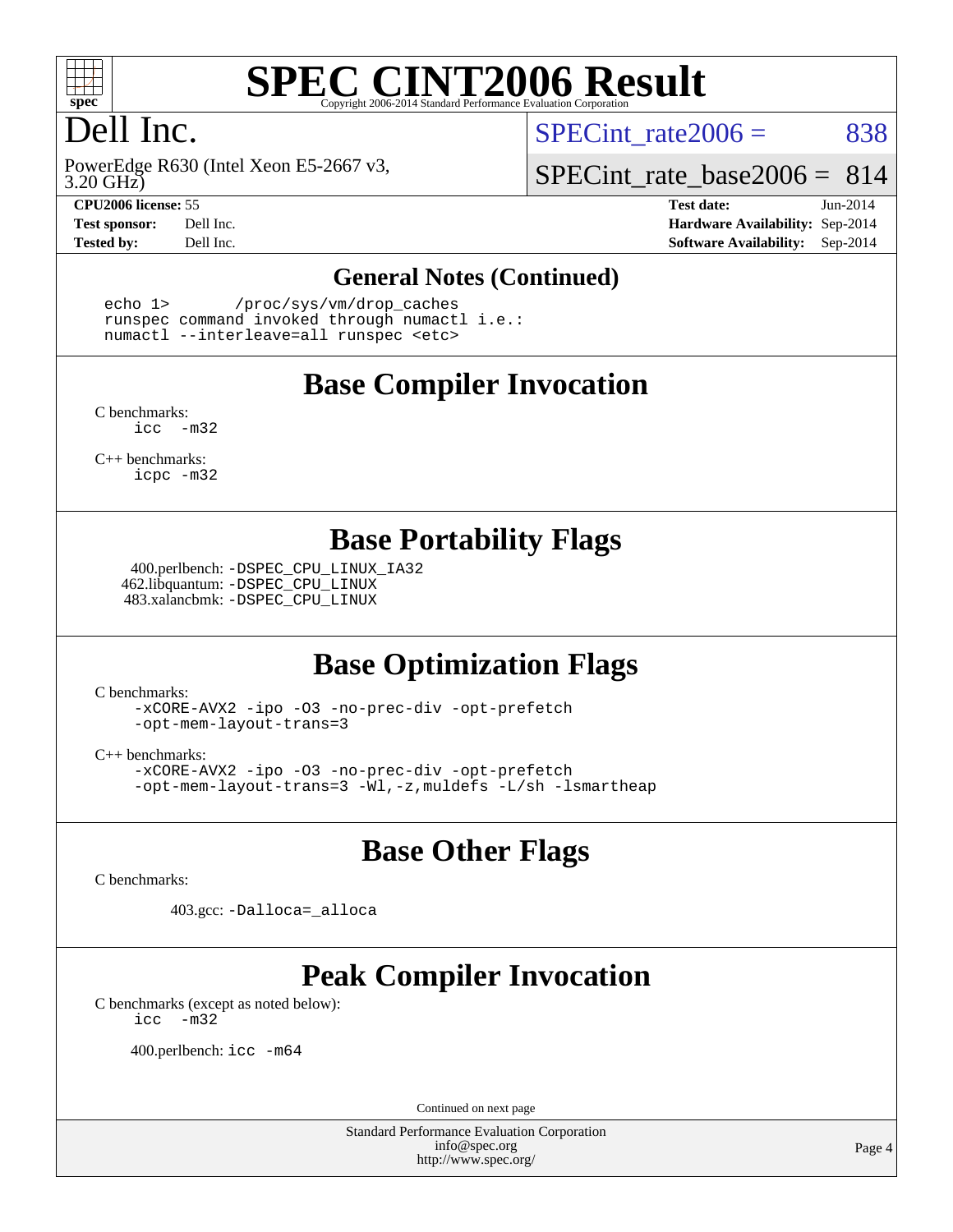# SPEC CINT2006 Result

Copyright 2006-2014 Standard Performance Evaluation Corporation

# Dell Inc.

PowerEdge R630 (Intel Xeon E5-2667 v3, 3.20 GHz)

SPECint_rate2006 = 838

SPECint_rate_base2006 = 814

| | | | |
|---|---|---|---|
| **CPU2006 license:** | 55 | **Test date:** | Jun-2014 |
| **Test sponsor:** | Dell Inc. | **Hardware Availability:** | Sep-2014 |
| **Tested by:** | Dell Inc. | **Software Availability:** | Sep-2014 |

## General Notes (Continued)

```
echo 1>       /proc/sys/vm/drop_caches
runspec command invoked through numactl i.e.:
numactl --interleave=all runspec <etc>
```

## Base Compiler Invocation

C benchmarks:
    icc -m32

C++ benchmarks:
    icpc -m32

## Base Portability Flags

400.perlbench: -DSPEC_CPU_LINUX_IA32
462.libquantum: -DSPEC_CPU_LINUX
483.xalancbmk: -DSPEC_CPU_LINUX

## Base Optimization Flags

C benchmarks:
    -xCORE-AVX2 -ipo -O3 -no-prec-div -opt-prefetch
    -opt-mem-layout-trans=3

C++ benchmarks:
    -xCORE-AVX2 -ipo -O3 -no-prec-div -opt-prefetch
    -opt-mem-layout-trans=3 -Wl,-z,muldefs -L/sh -lsmartheap

## Base Other Flags

C benchmarks:

403.gcc: -Dalloca=_alloca

## Peak Compiler Invocation

C benchmarks (except as noted below):
    icc -m32

400.perlbench: icc -m64

Continued on next page

Standard Performance Evaluation Corporation
info@spec.org
http://www.spec.org/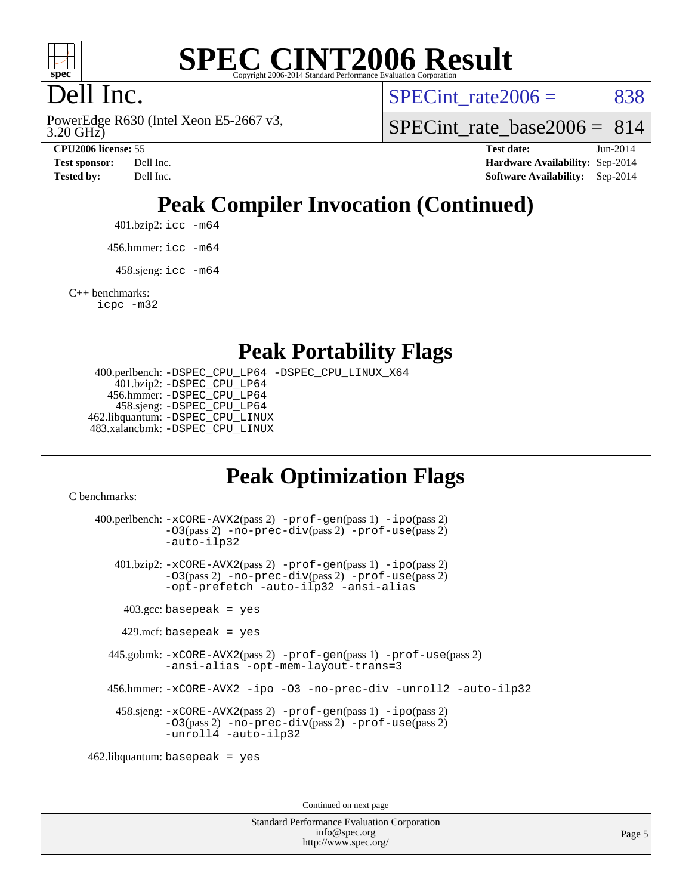# SPEC CINT2006 Result

Copyright 2006-2014 Standard Performance Evaluation Corporation

## Dell Inc.

PowerEdge R630 (Intel Xeon E5-2667 v3, 3.20 GHz)

SPECint_rate2006 = 838

SPECint_rate_base2006 = 814

**CPU2006 license:** 55 | **Test date:** Jun-2014
**Test sponsor:** Dell Inc. | **Hardware Availability:** Sep-2014
**Tested by:** Dell Inc. | **Software Availability:** Sep-2014

## Peak Compiler Invocation (Continued)

401.bzip2: `icc -m64`

456.hmmer: `icc -m64`

458.sjeng: `icc -m64`

C++ benchmarks:
`icpc -m32`

## Peak Portability Flags

400.perlbench: `-DSPEC_CPU_LP64 -DSPEC_CPU_LINUX_X64`
401.bzip2: `-DSPEC_CPU_LP64`
456.hmmer: `-DSPEC_CPU_LP64`
458.sjeng: `-DSPEC_CPU_LP64`
462.libquantum: `-DSPEC_CPU_LINUX`
483.xalancbmk: `-DSPEC_CPU_LINUX`

## Peak Optimization Flags

C benchmarks:

400.perlbench: `-xCORE-AVX2`(pass 2) `-prof-gen`(pass 1) `-ipo`(pass 2) `-O3`(pass 2) `-no-prec-div`(pass 2) `-prof-use`(pass 2) `-auto-ilp32`

401.bzip2: `-xCORE-AVX2`(pass 2) `-prof-gen`(pass 1) `-ipo`(pass 2) `-O3`(pass 2) `-no-prec-div`(pass 2) `-prof-use`(pass 2) `-opt-prefetch -auto-ilp32 -ansi-alias`

403.gcc: `basepeak = yes`

429.mcf: `basepeak = yes`

445.gobmk: `-xCORE-AVX2`(pass 2) `-prof-gen`(pass 1) `-prof-use`(pass 2) `-ansi-alias -opt-mem-layout-trans=3`

456.hmmer: `-xCORE-AVX2 -ipo -O3 -no-prec-div -unroll2 -auto-ilp32`

458.sjeng: `-xCORE-AVX2`(pass 2) `-prof-gen`(pass 1) `-ipo`(pass 2) `-O3`(pass 2) `-no-prec-div`(pass 2) `-prof-use`(pass 2) `-unroll4 -auto-ilp32`

462.libquantum: `basepeak = yes`

Continued on next page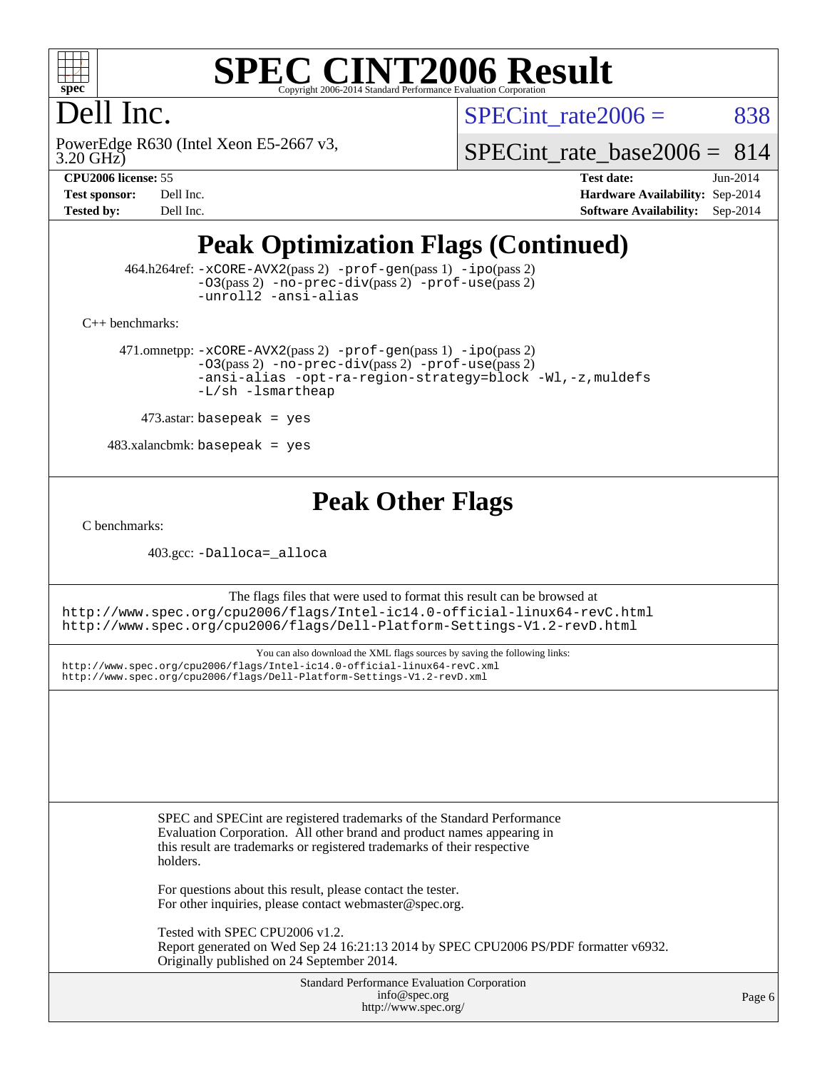# SPEC CINT2006 Result

Copyright 2006-2014 Standard Performance Evaluation Corporation

## Dell Inc.

PowerEdge R630 (Intel Xeon E5-2667 v3, 3.20 GHz)

SPECint_rate2006 = 838

SPECint_rate_base2006 = 814

| | | | |
|---|---|---|---|
| **CPU2006 license:** 55 | | **Test date:** | Jun-2014 |
| **Test sponsor:** | Dell Inc. | **Hardware Availability:** | Sep-2014 |
| **Tested by:** | Dell Inc. | **Software Availability:** | Sep-2014 |

## Peak Optimization Flags (Continued)

464.h264ref: -xCORE-AVX2(pass 2) -prof-gen(pass 1) -ipo(pass 2) -O3(pass 2) -no-prec-div(pass 2) -prof-use(pass 2) -unroll2 -ansi-alias

C++ benchmarks:

471.omnetpp: -xCORE-AVX2(pass 2) -prof-gen(pass 1) -ipo(pass 2) -O3(pass 2) -no-prec-div(pass 2) -prof-use(pass 2) -ansi-alias -opt-ra-region-strategy=block -Wl,-z,muldefs -L/sh -lsmartheap

473.astar: basepeak = yes

483.xalancbmk: basepeak = yes

## Peak Other Flags

C benchmarks:

403.gcc: -Dalloca=_alloca

The flags files that were used to format this result can be browsed at
http://www.spec.org/cpu2006/flags/Intel-ic14.0-official-linux64-revC.html
http://www.spec.org/cpu2006/flags/Dell-Platform-Settings-V1.2-revD.html

You can also download the XML flags sources by saving the following links:
http://www.spec.org/cpu2006/flags/Intel-ic14.0-official-linux64-revC.xml
http://www.spec.org/cpu2006/flags/Dell-Platform-Settings-V1.2-revD.xml

SPEC and SPECint are registered trademarks of the Standard Performance Evaluation Corporation. All other brand and product names appearing in this result are trademarks or registered trademarks of their respective holders.

For questions about this result, please contact the tester.
For other inquiries, please contact webmaster@spec.org.

Tested with SPEC CPU2006 v1.2.
Report generated on Wed Sep 24 16:21:13 2014 by SPEC CPU2006 PS/PDF formatter v6932.
Originally published on 24 September 2014.

Standard Performance Evaluation Corporation
info@spec.org
http://www.spec.org/